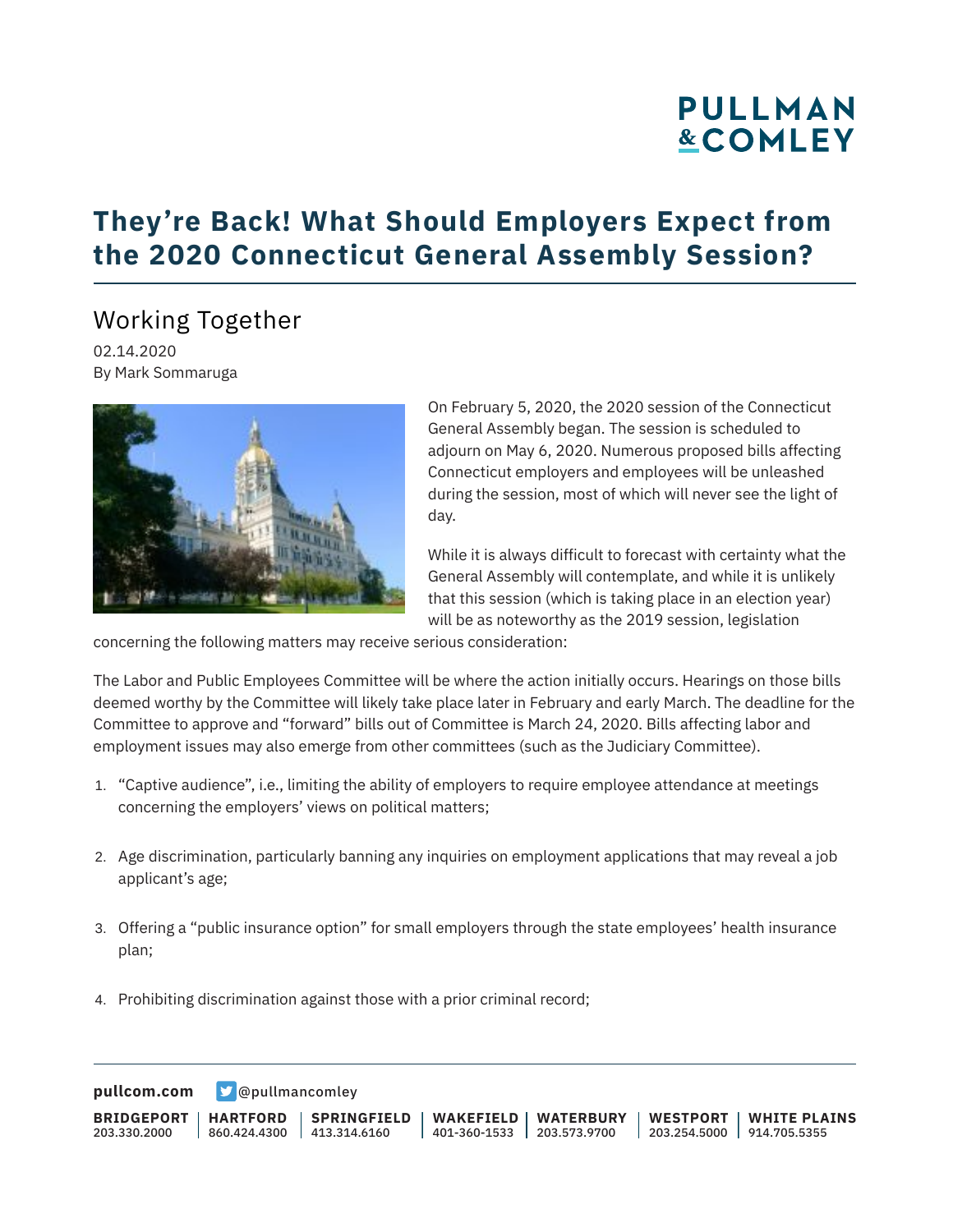# They're Back! What Should Employers Expect from the 2020 Connecticut General Assembly Session?

## Working Together

02.14.2020

By Mark Sommaruga

On February 5, 2020, the 2020 session of the Connecticut General Assembly began. The session is scheduled to adjourn on May 6, 2020. Numerous proposed bills affecting Connecticut employers and employees will be unleashed during the session, most of which will never see the light of day.

While it is always difficult to forecast with certainty what the General Assembly will contemplate, and while it is unlikely that this session (which is taking place in an election year) will be as noteworthy as the 2019 session, legislation concerning the following matters may receive serious consideration:

The Labor and Public Employees Committee will be where the action initially occurs. Hearings on those bills deemed worthy by the Committee will likely take place later in February and early March. The deadline for the Committee to approve and "forward" bills out of Committee is March 24, 2020. Bills affecting labor and employment issues may also emerge from other committees (such as the Judiciary Committee).

1. "Captive audience", i.e., limiting the ability of employers to require employee attendance at meetings concerning the employers' views on political matters;
2. Age discrimination, particularly banning any inquiries on employment applications that may reveal a job applicant's age;
3. Offering a "public insurance option" for small employers through the state employees' health insurance plan;
4. Prohibiting discrimination against those with a prior criminal record;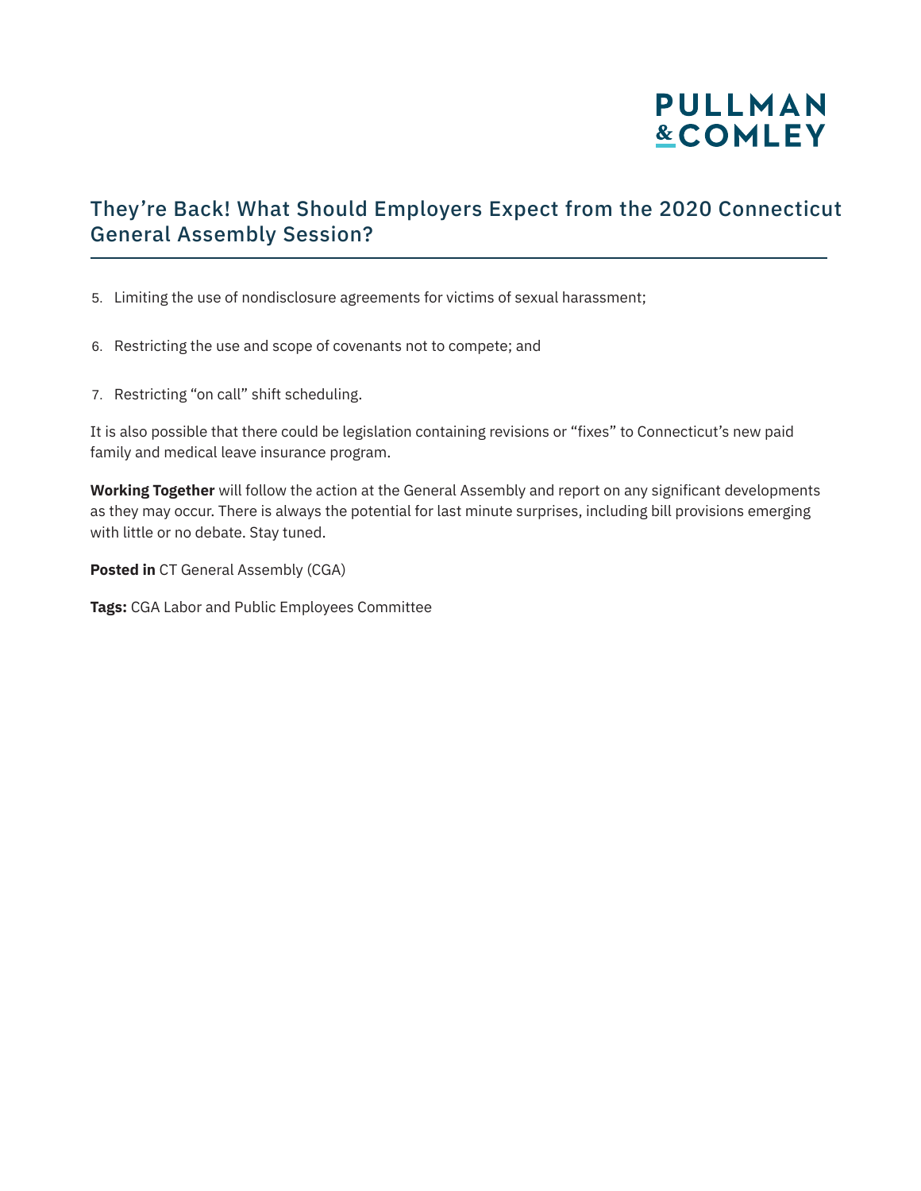5. Limiting the use of nondisclosure agreements for victims of sexual harassment;
6. Restricting the use and scope of covenants not to compete; and
7. Restricting "on call" shift scheduling.

It is also possible that there could be legislation containing revisions or "fixes" to Connecticut's new paid family and medical leave insurance program.

**Working Together** will follow the action at the General Assembly and report on any significant developments as they may occur. There is always the potential for last minute surprises, including bill provisions emerging with little or no debate. Stay tuned.

**Posted in** CT General Assembly (CGA)

**Tags:** CGA Labor and Public Employees Committee